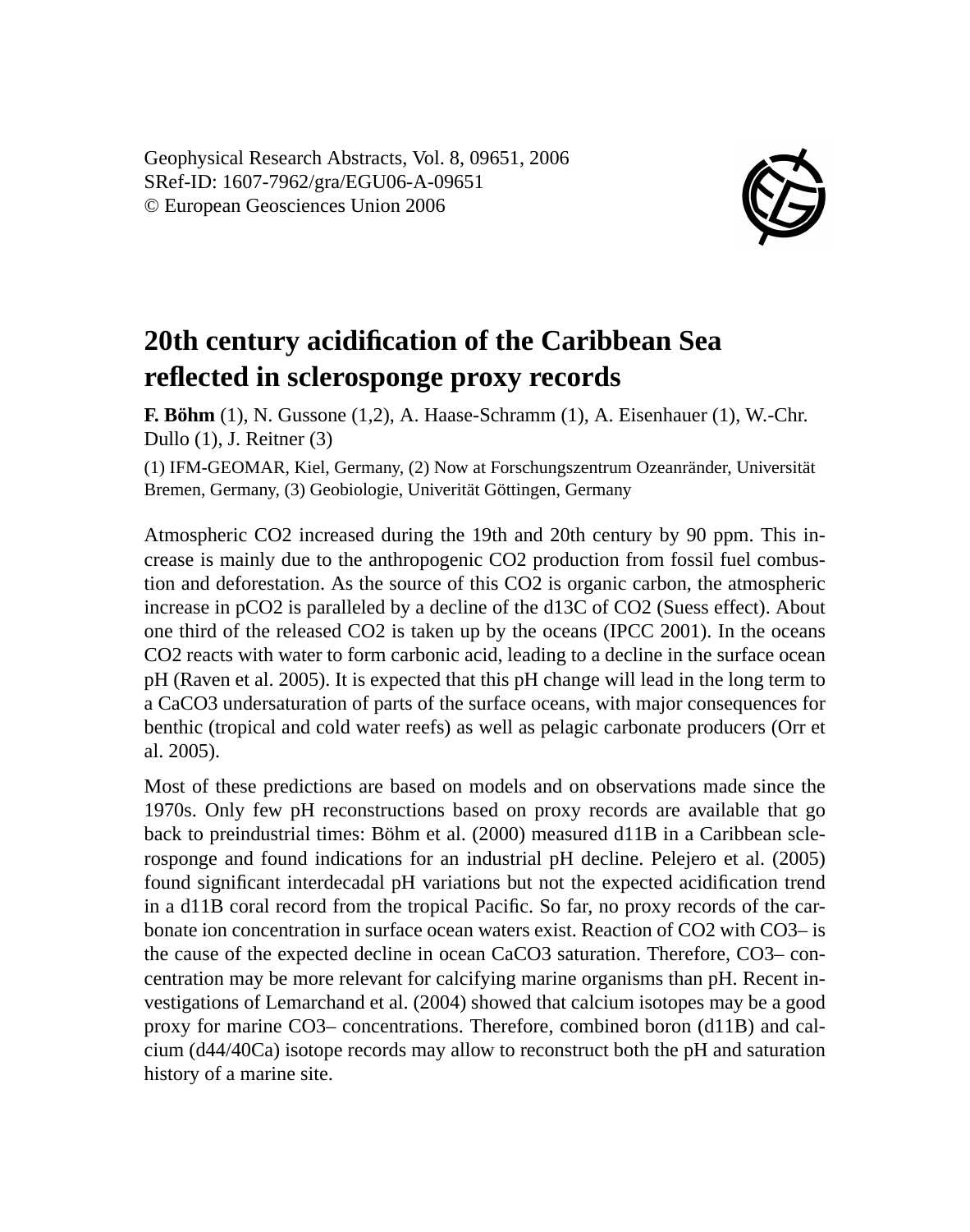Geophysical Research Abstracts, Vol. 8, 09651, 2006
SRef-ID: 1607-7962/gra/EGU06-A-09651
© European Geosciences Union 2006

# 20th century acidification of the Caribbean Sea reflected in sclerosponge proxy records

**F. Böhm** (1), N. Gussone (1,2), A. Haase-Schramm (1), A. Eisenhauer (1), W.-Chr. Dullo (1), J. Reitner (3)

(1) IFM-GEOMAR, Kiel, Germany, (2) Now at Forschungszentrum Ozeanränder, Universität Bremen, Germany, (3) Geobiologie, Univerität Göttingen, Germany

Atmospheric CO2 increased during the 19th and 20th century by 90 ppm. This increase is mainly due to the anthropogenic CO2 production from fossil fuel combustion and deforestation. As the source of this CO2 is organic carbon, the atmospheric increase in pCO2 is paralleled by a decline of the d13C of CO2 (Suess effect). About one third of the released CO2 is taken up by the oceans (IPCC 2001). In the oceans CO2 reacts with water to form carbonic acid, leading to a decline in the surface ocean pH (Raven et al. 2005). It is expected that this pH change will lead in the long term to a CaCO3 undersaturation of parts of the surface oceans, with major consequences for benthic (tropical and cold water reefs) as well as pelagic carbonate producers (Orr et al. 2005).

Most of these predictions are based on models and on observations made since the 1970s. Only few pH reconstructions based on proxy records are available that go back to preindustrial times: Böhm et al. (2000) measured d11B in a Caribbean sclerosponge and found indications for an industrial pH decline. Pelejero et al. (2005) found significant interdecadal pH variations but not the expected acidification trend in a d11B coral record from the tropical Pacific. So far, no proxy records of the carbonate ion concentration in surface ocean waters exist. Reaction of CO2 with CO3– is the cause of the expected decline in ocean CaCO3 saturation. Therefore, CO3– concentration may be more relevant for calcifying marine organisms than pH. Recent investigations of Lemarchand et al. (2004) showed that calcium isotopes may be a good proxy for marine CO3– concentrations. Therefore, combined boron (d11B) and calcium (d44/40Ca) isotope records may allow to reconstruct both the pH and saturation history of a marine site.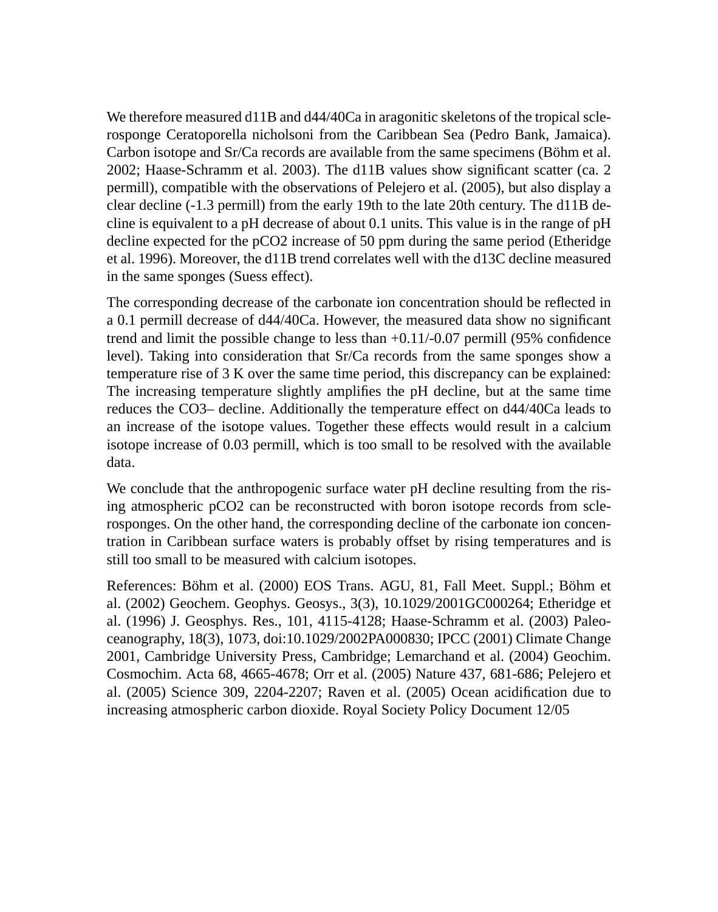We therefore measured d11B and d44/40Ca in aragonitic skeletons of the tropical sclerosponge Ceratoporella nicholsoni from the Caribbean Sea (Pedro Bank, Jamaica). Carbon isotope and Sr/Ca records are available from the same specimens (Böhm et al. 2002; Haase-Schramm et al. 2003). The d11B values show significant scatter (ca. 2 permill), compatible with the observations of Pelejero et al. (2005), but also display a clear decline (-1.3 permill) from the early 19th to the late 20th century. The d11B decline is equivalent to a pH decrease of about 0.1 units. This value is in the range of pH decline expected for the pCO2 increase of 50 ppm during the same period (Etheridge et al. 1996). Moreover, the d11B trend correlates well with the d13C decline measured in the same sponges (Suess effect).

The corresponding decrease of the carbonate ion concentration should be reflected in a 0.1 permill decrease of d44/40Ca. However, the measured data show no significant trend and limit the possible change to less than +0.11/-0.07 permill (95% confidence level). Taking into consideration that Sr/Ca records from the same sponges show a temperature rise of 3 K over the same time period, this discrepancy can be explained: The increasing temperature slightly amplifies the pH decline, but at the same time reduces the CO3– decline. Additionally the temperature effect on d44/40Ca leads to an increase of the isotope values. Together these effects would result in a calcium isotope increase of 0.03 permill, which is too small to be resolved with the available data.

We conclude that the anthropogenic surface water pH decline resulting from the rising atmospheric pCO2 can be reconstructed with boron isotope records from sclerosponges. On the other hand, the corresponding decline of the carbonate ion concentration in Caribbean surface waters is probably offset by rising temperatures and is still too small to be measured with calcium isotopes.

References: Böhm et al. (2000) EOS Trans. AGU, 81, Fall Meet. Suppl.; Böhm et al. (2002) Geochem. Geophys. Geosys., 3(3), 10.1029/2001GC000264; Etheridge et al. (1996) J. Geosphys. Res., 101, 4115-4128; Haase-Schramm et al. (2003) Paleoceanography, 18(3), 1073, doi:10.1029/2002PA000830; IPCC (2001) Climate Change 2001, Cambridge University Press, Cambridge; Lemarchand et al. (2004) Geochim. Cosmochim. Acta 68, 4665-4678; Orr et al. (2005) Nature 437, 681-686; Pelejero et al. (2005) Science 309, 2204-2207; Raven et al. (2005) Ocean acidification due to increasing atmospheric carbon dioxide. Royal Society Policy Document 12/05